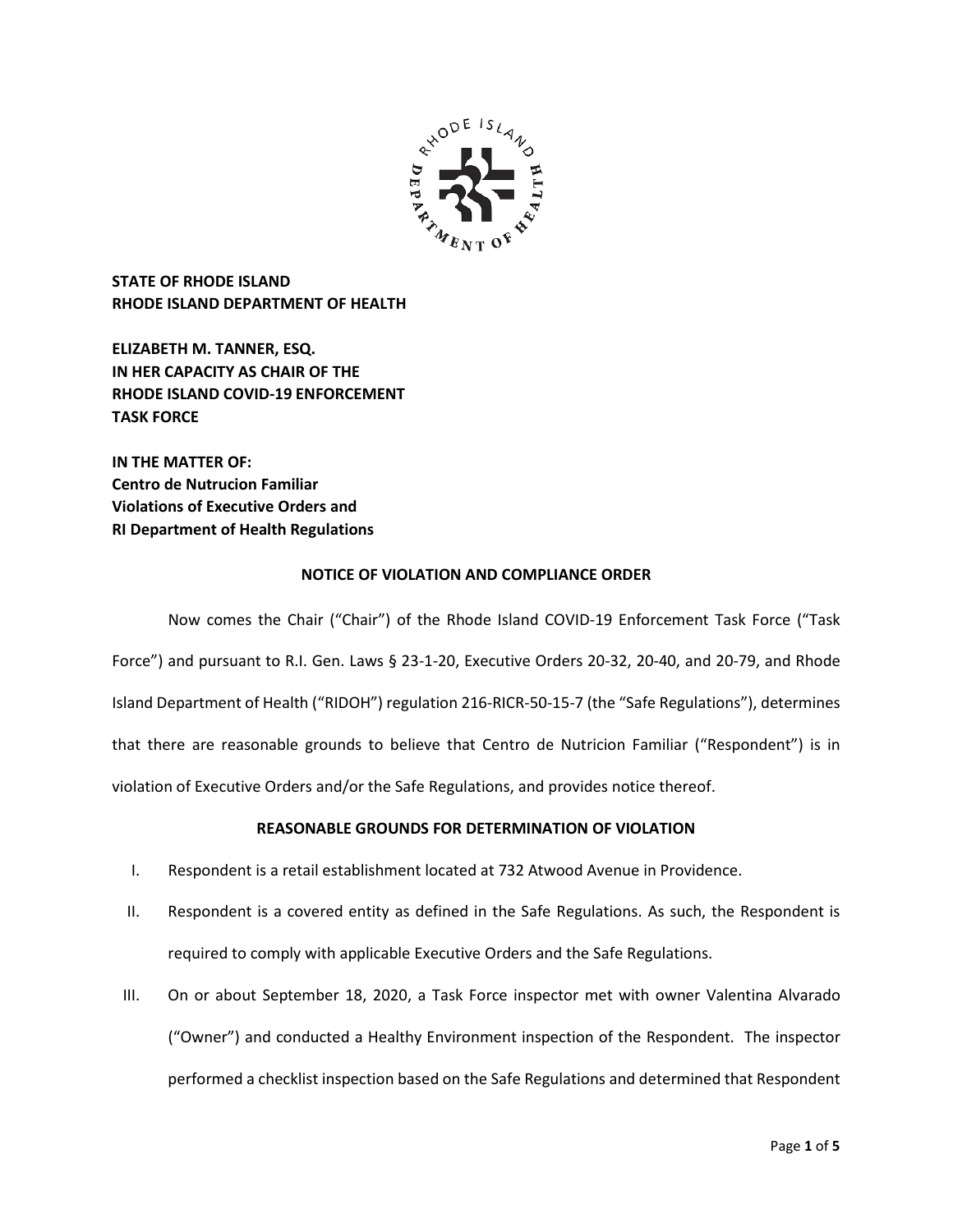**STATE OF RHODE ISLAND**
**RHODE ISLAND DEPARTMENT OF HEALTH**

**ELIZABETH M. TANNER, ESQ.**
**IN HER CAPACITY AS CHAIR OF THE**
**RHODE ISLAND COVID-19 ENFORCEMENT**
**TASK FORCE**

**IN THE MATTER OF:**
**Centro de Nutrucion Familiar**
**Violations of Executive Orders and**
**RI Department of Health Regulations**

## NOTICE OF VIOLATION AND COMPLIANCE ORDER

Now comes the Chair ("Chair") of the Rhode Island COVID-19 Enforcement Task Force ("Task Force") and pursuant to R.I. Gen. Laws § 23-1-20, Executive Orders 20-32, 20-40, and 20-79, and Rhode Island Department of Health ("RIDOH") regulation 216-RICR-50-15-7 (the "Safe Regulations"), determines that there are reasonable grounds to believe that Centro de Nutricion Familiar ("Respondent") is in violation of Executive Orders and/or the Safe Regulations, and provides notice thereof.

## REASONABLE GROUNDS FOR DETERMINATION OF VIOLATION

I. Respondent is a retail establishment located at 732 Atwood Avenue in Providence.

II. Respondent is a covered entity as defined in the Safe Regulations. As such, the Respondent is required to comply with applicable Executive Orders and the Safe Regulations.

III. On or about September 18, 2020, a Task Force inspector met with owner Valentina Alvarado ("Owner") and conducted a Healthy Environment inspection of the Respondent. The inspector performed a checklist inspection based on the Safe Regulations and determined that Respondent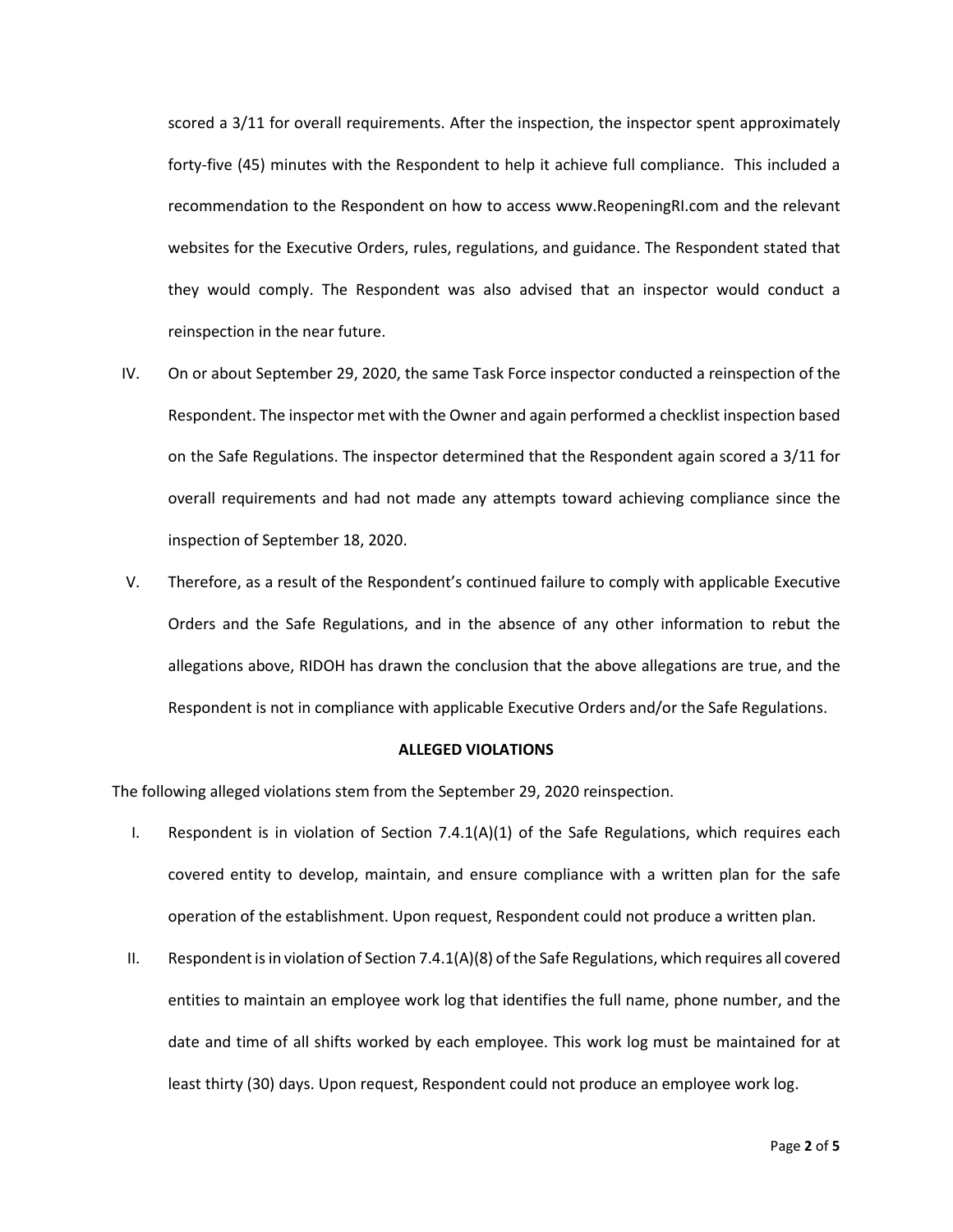scored a 3/11 for overall requirements. After the inspection, the inspector spent approximately forty-five (45) minutes with the Respondent to help it achieve full compliance. This included a recommendation to the Respondent on how to access www.ReopeningRI.com and the relevant websites for the Executive Orders, rules, regulations, and guidance. The Respondent stated that they would comply. The Respondent was also advised that an inspector would conduct a reinspection in the near future.

IV. On or about September 29, 2020, the same Task Force inspector conducted a reinspection of the Respondent. The inspector met with the Owner and again performed a checklist inspection based on the Safe Regulations. The inspector determined that the Respondent again scored a 3/11 for overall requirements and had not made any attempts toward achieving compliance since the inspection of September 18, 2020.

V. Therefore, as a result of the Respondent's continued failure to comply with applicable Executive Orders and the Safe Regulations, and in the absence of any other information to rebut the allegations above, RIDOH has drawn the conclusion that the above allegations are true, and the Respondent is not in compliance with applicable Executive Orders and/or the Safe Regulations.

**ALLEGED VIOLATIONS**

The following alleged violations stem from the September 29, 2020 reinspection.

I. Respondent is in violation of Section 7.4.1(A)(1) of the Safe Regulations, which requires each covered entity to develop, maintain, and ensure compliance with a written plan for the safe operation of the establishment. Upon request, Respondent could not produce a written plan.

II. Respondent is in violation of Section 7.4.1(A)(8) of the Safe Regulations, which requires all covered entities to maintain an employee work log that identifies the full name, phone number, and the date and time of all shifts worked by each employee. This work log must be maintained for at least thirty (30) days. Upon request, Respondent could not produce an employee work log.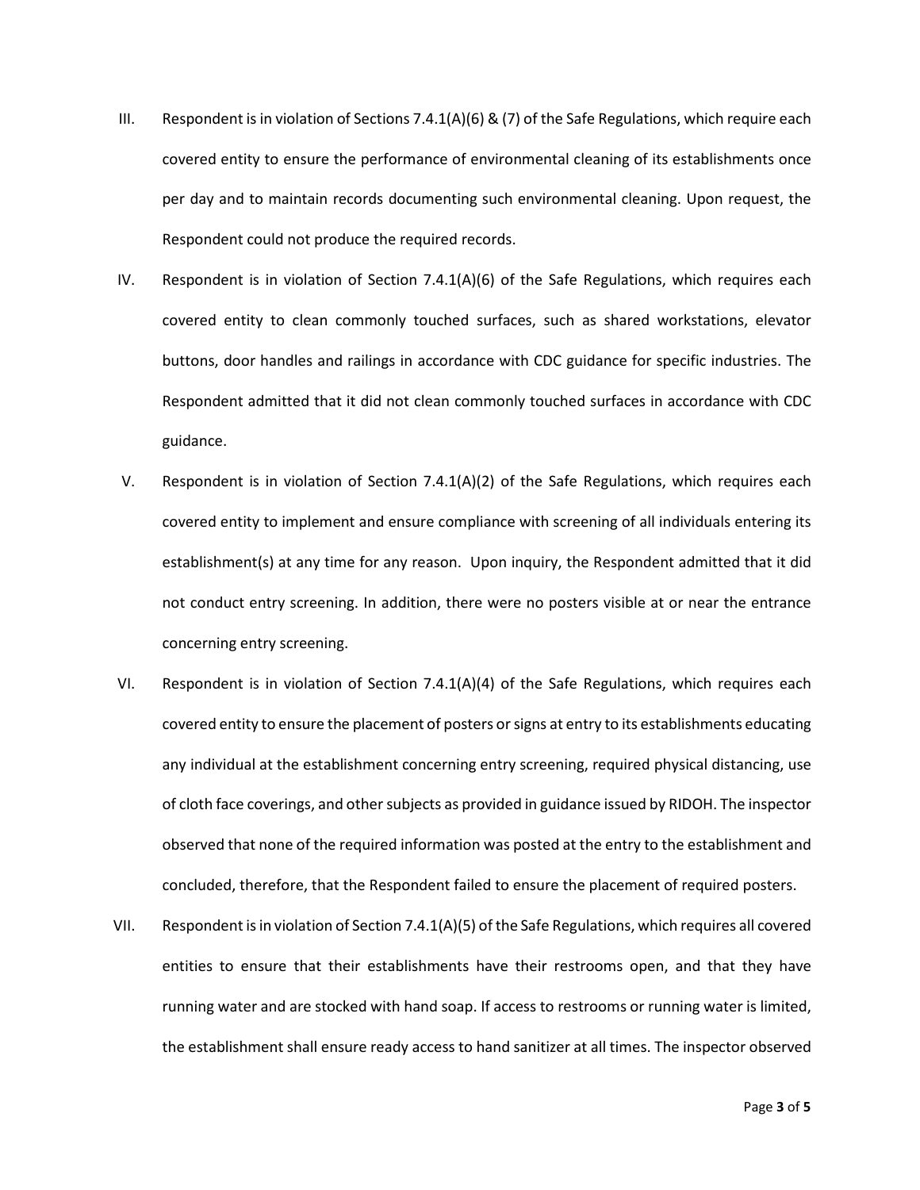III. Respondent is in violation of Sections 7.4.1(A)(6) & (7) of the Safe Regulations, which require each covered entity to ensure the performance of environmental cleaning of its establishments once per day and to maintain records documenting such environmental cleaning. Upon request, the Respondent could not produce the required records.

IV. Respondent is in violation of Section 7.4.1(A)(6) of the Safe Regulations, which requires each covered entity to clean commonly touched surfaces, such as shared workstations, elevator buttons, door handles and railings in accordance with CDC guidance for specific industries. The Respondent admitted that it did not clean commonly touched surfaces in accordance with CDC guidance.

V. Respondent is in violation of Section 7.4.1(A)(2) of the Safe Regulations, which requires each covered entity to implement and ensure compliance with screening of all individuals entering its establishment(s) at any time for any reason. Upon inquiry, the Respondent admitted that it did not conduct entry screening. In addition, there were no posters visible at or near the entrance concerning entry screening.

VI. Respondent is in violation of Section 7.4.1(A)(4) of the Safe Regulations, which requires each covered entity to ensure the placement of posters or signs at entry to its establishments educating any individual at the establishment concerning entry screening, required physical distancing, use of cloth face coverings, and other subjects as provided in guidance issued by RIDOH. The inspector observed that none of the required information was posted at the entry to the establishment and concluded, therefore, that the Respondent failed to ensure the placement of required posters.

VII. Respondent is in violation of Section 7.4.1(A)(5) of the Safe Regulations, which requires all covered entities to ensure that their establishments have their restrooms open, and that they have running water and are stocked with hand soap. If access to restrooms or running water is limited, the establishment shall ensure ready access to hand sanitizer at all times. The inspector observed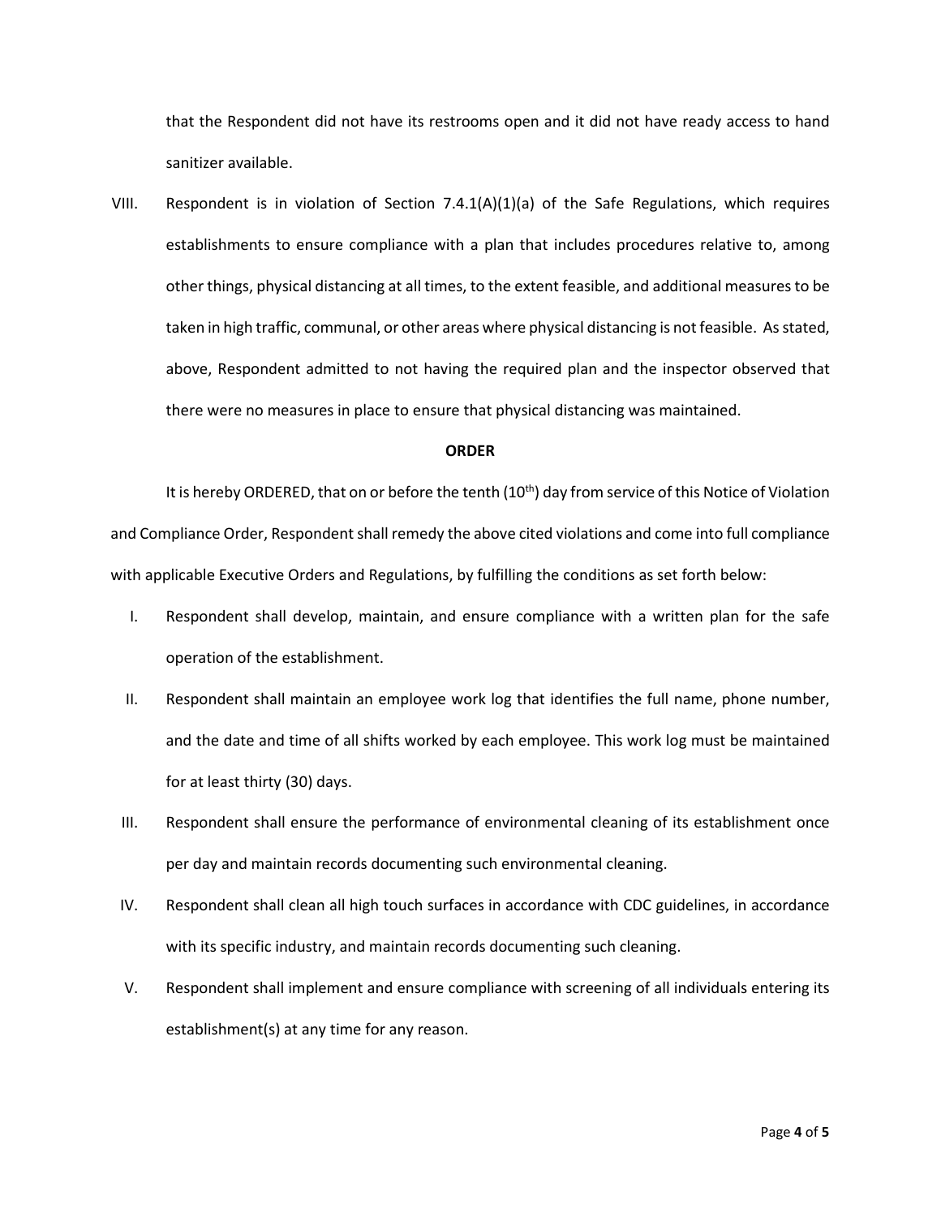that the Respondent did not have its restrooms open and it did not have ready access to hand sanitizer available.

VIII. Respondent is in violation of Section 7.4.1(A)(1)(a) of the Safe Regulations, which requires establishments to ensure compliance with a plan that includes procedures relative to, among other things, physical distancing at all times, to the extent feasible, and additional measures to be taken in high traffic, communal, or other areas where physical distancing is not feasible. As stated, above, Respondent admitted to not having the required plan and the inspector observed that there were no measures in place to ensure that physical distancing was maintained.

**ORDER**

It is hereby ORDERED, that on or before the tenth (10th) day from service of this Notice of Violation and Compliance Order, Respondent shall remedy the above cited violations and come into full compliance with applicable Executive Orders and Regulations, by fulfilling the conditions as set forth below:

I. Respondent shall develop, maintain, and ensure compliance with a written plan for the safe operation of the establishment.

II. Respondent shall maintain an employee work log that identifies the full name, phone number, and the date and time of all shifts worked by each employee. This work log must be maintained for at least thirty (30) days.

III. Respondent shall ensure the performance of environmental cleaning of its establishment once per day and maintain records documenting such environmental cleaning.

IV. Respondent shall clean all high touch surfaces in accordance with CDC guidelines, in accordance with its specific industry, and maintain records documenting such cleaning.

V. Respondent shall implement and ensure compliance with screening of all individuals entering its establishment(s) at any time for any reason.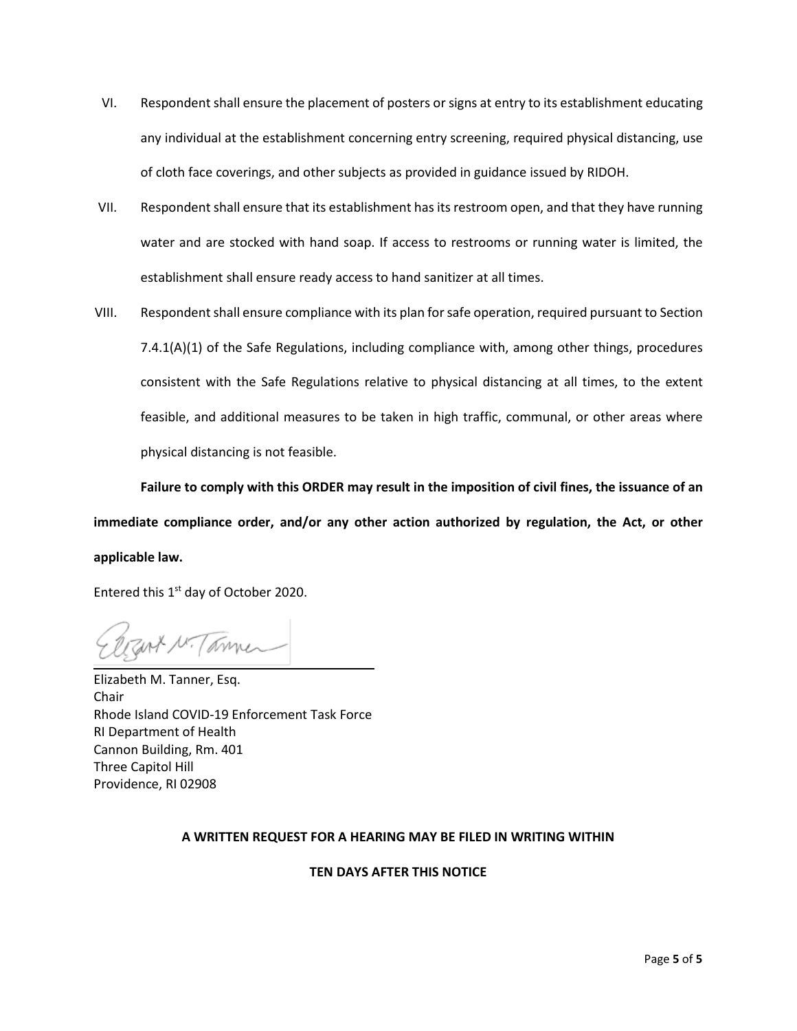VI. Respondent shall ensure the placement of posters or signs at entry to its establishment educating any individual at the establishment concerning entry screening, required physical distancing, use of cloth face coverings, and other subjects as provided in guidance issued by RIDOH.

VII. Respondent shall ensure that its establishment has its restroom open, and that they have running water and are stocked with hand soap. If access to restrooms or running water is limited, the establishment shall ensure ready access to hand sanitizer at all times.

VIII. Respondent shall ensure compliance with its plan for safe operation, required pursuant to Section 7.4.1(A)(1) of the Safe Regulations, including compliance with, among other things, procedures consistent with the Safe Regulations relative to physical distancing at all times, to the extent feasible, and additional measures to be taken in high traffic, communal, or other areas where physical distancing is not feasible.

**Failure to comply with this ORDER may result in the imposition of civil fines, the issuance of an immediate compliance order, and/or any other action authorized by regulation, the Act, or other applicable law.**

Entered this 1st day of October 2020.

Elizabeth M. Tanner, Esq.
Chair
Rhode Island COVID-19 Enforcement Task Force
RI Department of Health
Cannon Building, Rm. 401
Three Capitol Hill
Providence, RI 02908

**A WRITTEN REQUEST FOR A HEARING MAY BE FILED IN WRITING WITHIN**

**TEN DAYS AFTER THIS NOTICE**